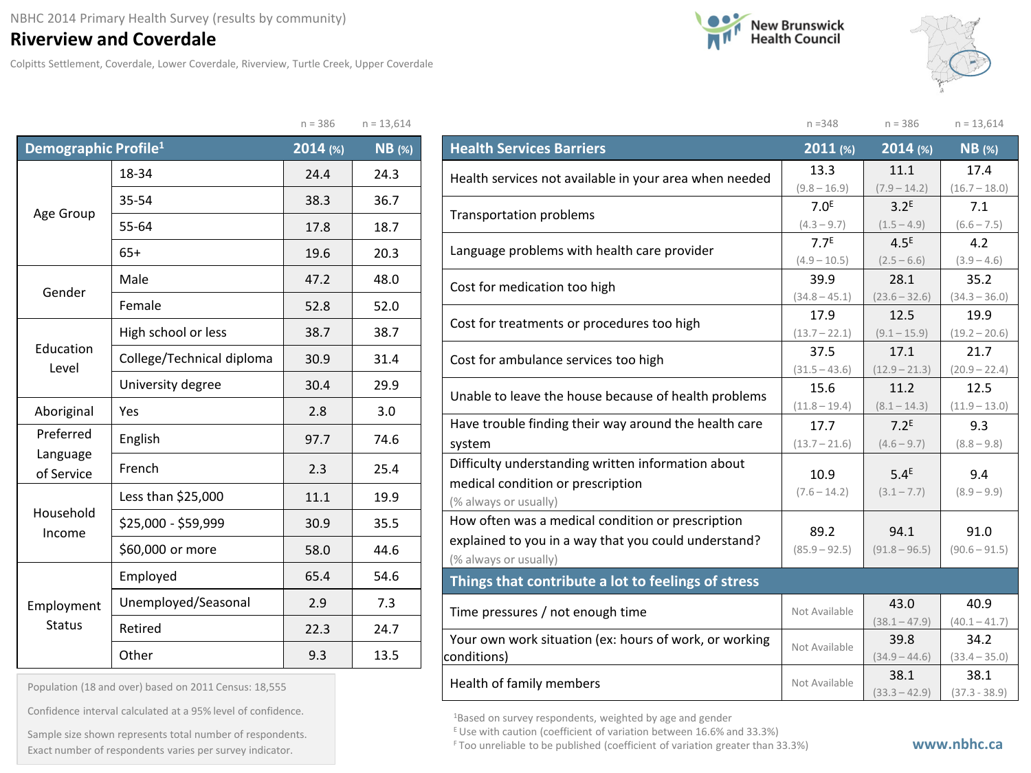NBHC 2014 Primary Health Survey (results by community)

# Riverview and Coverdale

Colpitts Settlement, Coverdale, Lower Coverdale, Riverview, Turtle Creek, Upper Coverdale

New Brunswick Health Council

| Demographic Profile[1] | | 2014 (%) n = 386 | NB (%) n = 13,614 |
|---|---|---|---|
| Age Group | 18-34 | 24.4 | 24.3 |
| | 35-54 | 38.3 | 36.7 |
| | 55-64 | 17.8 | 18.7 |
| | 65+ | 19.6 | 20.3 |
| Gender | Male | 47.2 | 48.0 |
| | Female | 52.8 | 52.0 |
| Education Level | High school or less | 38.7 | 38.7 |
| | College/Technical diploma | 30.9 | 31.4 |
| | University degree | 30.4 | 29.9 |
| Aboriginal | Yes | 2.8 | 3.0 |
| Preferred Language of Service | English | 97.7 | 74.6 |
| | French | 2.3 | 25.4 |
| Household Income | Less than $25,000 | 11.1 | 19.9 |
| | $25,000 - $59,999 | 30.9 | 35.5 |
| | $60,000 or more | 58.0 | 44.6 |
| Employment Status | Employed | 65.4 | 54.6 |
| | Unemployed/Seasonal | 2.9 | 7.3 |
| | Retired | 22.3 | 24.7 |
| | Other | 9.3 | 13.5 |

Population (18 and over) based on 2011 Census: 18,555

Confidence interval calculated at a 95% level of confidence.

Sample size shown represents total number of respondents. Exact number of respondents varies per survey indicator.

| Health Services Barriers | 2011 (%) n = 348 | 2014 (%) n = 386 | NB (%) n = 13,614 |
|---|---|---|---|
| Health services not available in your area when needed | 13.3 (9.8 – 16.9) | 11.1 (7.9 – 14.2) | 17.4 (16.7 – 18.0) |
| Transportation problems | 7.0[E] (4.3 – 9.7) | 3.2[E] (1.5 – 4.9) | 7.1 (6.6 – 7.5) |
| Language problems with health care provider | 7.7[E] (4.9 – 10.5) | 4.5[E] (2.5 – 6.6) | 4.2 (3.9 – 4.6) |
| Cost for medication too high | 39.9 (34.8 – 45.1) | 28.1 (23.6 – 32.6) | 35.2 (34.3 – 36.0) |
| Cost for treatments or procedures too high | 17.9 (13.7 – 22.1) | 12.5 (9.1 – 15.9) | 19.9 (19.2 – 20.6) |
| Cost for ambulance services too high | 37.5 (31.5 – 43.6) | 17.1 (12.9 – 21.3) | 21.7 (20.9 – 22.4) |
| Unable to leave the house because of health problems | 15.6 (11.8 – 19.4) | 11.2 (8.1 – 14.3) | 12.5 (11.9 – 13.0) |
| Have trouble finding their way around the health care system | 17.7 (13.7 – 21.6) | 7.2[E] (4.6 – 9.7) | 9.3 (8.8 – 9.8) |
| Difficulty understanding written information about medical condition or prescription (% always or usually) | 10.9 (7.6 – 14.2) | 5.4[E] (3.1 – 7.7) | 9.4 (8.9 – 9.9) |
| How often was a medical condition or prescription explained to you in a way that you could understand? (% always or usually) | 89.2 (85.9 – 92.5) | 94.1 (91.8 – 96.5) | 91.0 (90.6 – 91.5) |
| **Things that contribute a lot to feelings of stress** | | | |
| Time pressures / not enough time | Not Available | 43.0 (38.1 – 47.9) | 40.9 (40.1 – 41.7) |
| Your own work situation (ex: hours of work, or working conditions) | Not Available | 39.8 (34.9 – 44.6) | 34.2 (33.4 – 35.0) |
| Health of family members | Not Available | 38.1 (33.3 – 42.9) | 38.1 (37.3 - 38.9) |

[1]Based on survey respondents, weighted by age and gender

[E] Use with caution (coefficient of variation between 16.6% and 33.3%)

[F] Too unreliable to be published (coefficient of variation greater than 33.3%)

www.nbhc.ca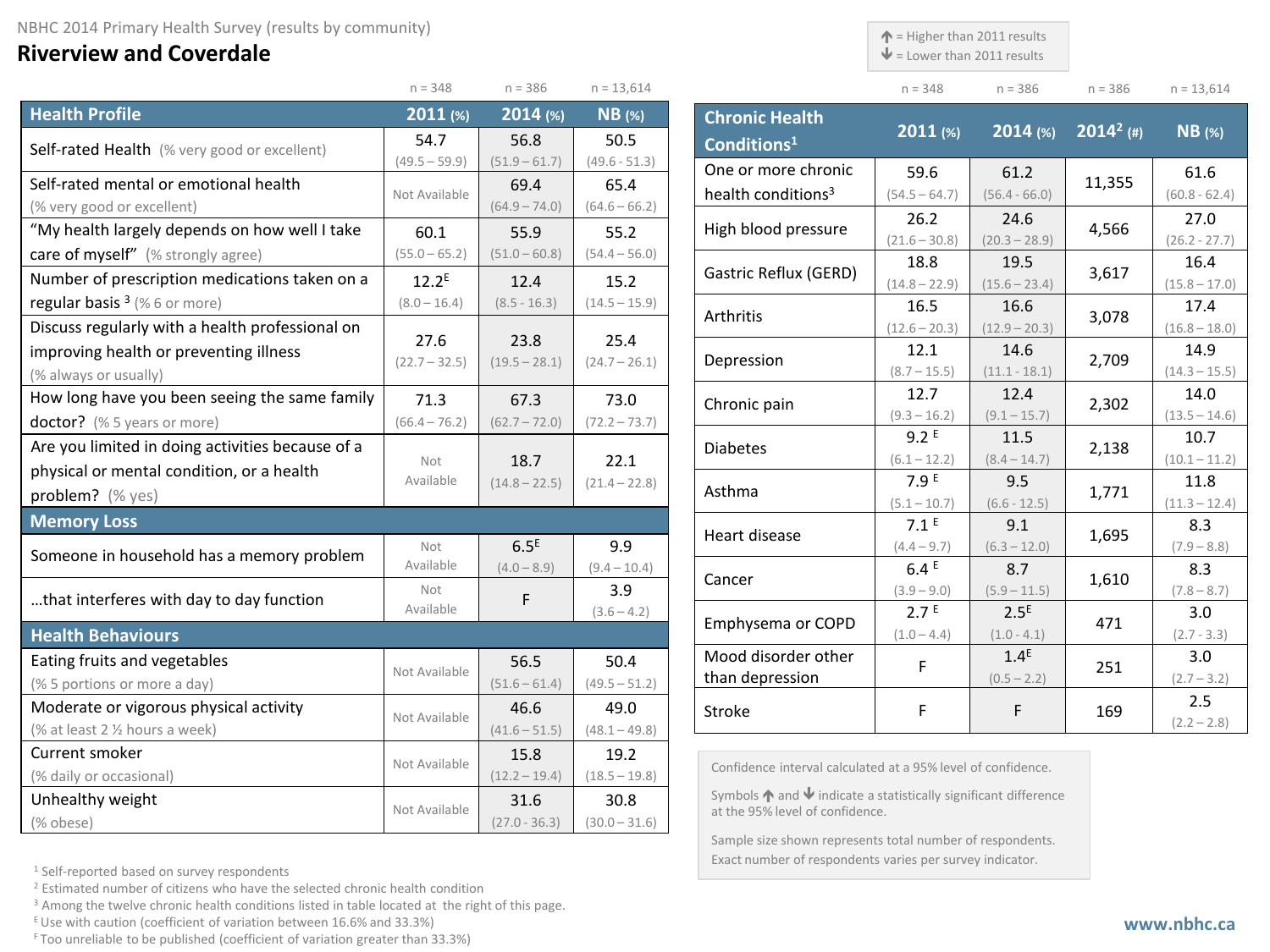NBHC 2014 Primary Health Survey (results by community)

# Riverview and Coverdale

↑ = Higher than 2011 results
↓ = Lower than 2011 results

| Health Profile | 2011 (%) n = 348 | 2014 (%) n = 386 | NB (%) n = 13,614 |
|---|---|---|---|
| Self-rated Health (% very good or excellent) | 54.7 (49.5 – 59.9) | 56.8 (51.9 – 61.7) | 50.5 (49.6 - 51.3) |
| Self-rated mental or emotional health (% very good or excellent) | Not Available | 69.4 (64.9 – 74.0) | 65.4 (64.6 – 66.2) |
| "My health largely depends on how well I take care of myself" (% strongly agree) | 60.1 (55.0 – 65.2) | 55.9 (51.0 – 60.8) | 55.2 (54.4 – 56.0) |
| Number of prescription medications taken on a regular basis [3] (% 6 or more) | 12.2[E] (8.0 – 16.4) | 12.4 (8.5 - 16.3) | 15.2 (14.5 – 15.9) |
| Discuss regularly with a health professional on improving health or preventing illness (% always or usually) | 27.6 (22.7 – 32.5) | 23.8 (19.5 – 28.1) | 25.4 (24.7 – 26.1) |
| How long have you been seeing the same family doctor? (% 5 years or more) | 71.3 (66.4 – 76.2) | 67.3 (62.7 – 72.0) | 73.0 (72.2 – 73.7) |
| Are you limited in doing activities because of a physical or mental condition, or a health problem? (% yes) | Not Available | 18.7 (14.8 – 22.5) | 22.1 (21.4 – 22.8) |
| **Memory Loss** | | | |
| Someone in household has a memory problem | Not Available | 6.5[E] (4.0 – 8.9) | 9.9 (9.4 – 10.4) |
| …that interferes with day to day function | Not Available | F | 3.9 (3.6 – 4.2) |
| **Health Behaviours** | | | |
| Eating fruits and vegetables (% 5 portions or more a day) | Not Available | 56.5 (51.6 – 61.4) | 50.4 (49.5 – 51.2) |
| Moderate or vigorous physical activity (% at least 2 ½ hours a week) | Not Available | 46.6 (41.6 – 51.5) | 49.0 (48.1 – 49.8) |
| Current smoker (% daily or occasional) | Not Available | 15.8 (12.2 – 19.4) | 19.2 (18.5 – 19.8) |
| Unhealthy weight (% obese) | Not Available | 31.6 (27.0 - 36.3) | 30.8 (30.0 – 31.6) |

| Chronic Health Conditions[1] | 2011 (%) n = 348 | 2014 (%) n = 386 | 2014[2] (#) n = 386 | NB (%) n = 13,614 |
|---|---|---|---|---|
| One or more chronic health conditions[3] | 59.6 (54.5 – 64.7) | 61.2 (56.4 - 66.0) | 11,355 | 61.6 (60.8 - 62.4) |
| High blood pressure | 26.2 (21.6 – 30.8) | 24.6 (20.3 – 28.9) | 4,566 | 27.0 (26.2 - 27.7) |
| Gastric Reflux (GERD) | 18.8 (14.8 – 22.9) | 19.5 (15.6 – 23.4) | 3,617 | 16.4 (15.8 – 17.0) |
| Arthritis | 16.5 (12.6 – 20.3) | 16.6 (12.9 – 20.3) | 3,078 | 17.4 (16.8 – 18.0) |
| Depression | 12.1 (8.7 – 15.5) | 14.6 (11.1 - 18.1) | 2,709 | 14.9 (14.3 – 15.5) |
| Chronic pain | 12.7 (9.3 – 16.2) | 12.4 (9.1 – 15.7) | 2,302 | 14.0 (13.5 – 14.6) |
| Diabetes | 9.2[E] (6.1 – 12.2) | 11.5 (8.4 – 14.7) | 2,138 | 10.7 (10.1 – 11.2) |
| Asthma | 7.9[E] (5.1 – 10.7) | 9.5 (6.6 - 12.5) | 1,771 | 11.8 (11.3 – 12.4) |
| Heart disease | 7.1[E] (4.4 – 9.7) | 9.1 (6.3 – 12.0) | 1,695 | 8.3 (7.9 – 8.8) |
| Cancer | 6.4[E] (3.9 – 9.0) | 8.7 (5.9 – 11.5) | 1,610 | 8.3 (7.8 – 8.7) |
| Emphysema or COPD | 2.7[E] (1.0 – 4.4) | 2.5[E] (1.0 - 4.1) | 471 | 3.0 (2.7 - 3.3) |
| Mood disorder other than depression | F | 1.4[E] (0.5 – 2.2) | 251 | 3.0 (2.7 – 3.2) |
| Stroke | F | F | 169 | 2.5 (2.2 – 2.8) |

Confidence interval calculated at a 95% level of confidence.

Symbols ↑ and ↓ indicate a statistically significant difference at the 95% level of confidence.

Sample size shown represents total number of respondents. Exact number of respondents varies per survey indicator.

[1] Self-reported based on survey respondents
[2] Estimated number of citizens who have the selected chronic health condition
[3] Among the twelve chronic health conditions listed in table located at the right of this page.
[E] Use with caution (coefficient of variation between 16.6% and 33.3%)
[F] Too unreliable to be published (coefficient of variation greater than 33.3%)

www.nbhc.ca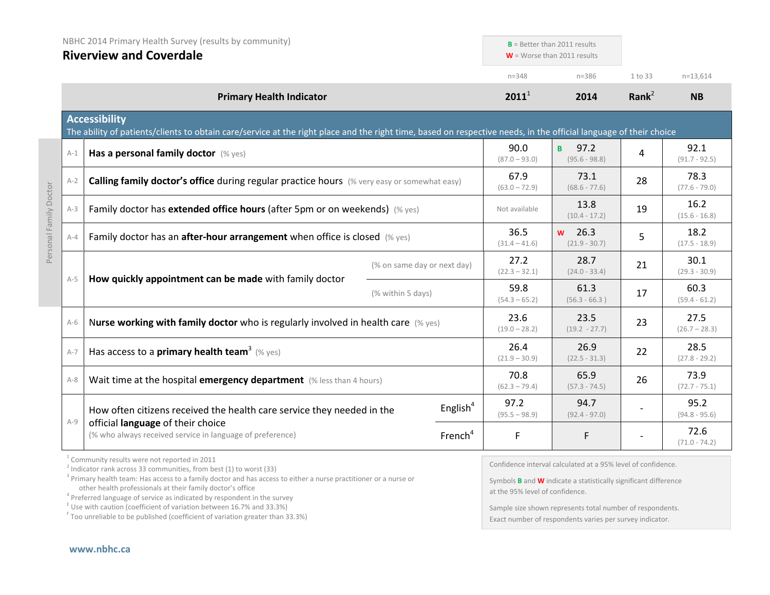NBHC 2014 Primary Health Survey (results by community)

# Riverview and Coverdale

**B** = Better than 2011 results
**W** = Worse than 2011 results

| | Primary Health Indicator | | 2011[1] (n=348) | 2014 (n=386) | Rank[2] (1 to 33) | NB (n=13,614) |
|---|---|---|---|---|---|---|
| | **Accessibility** The ability of patients/clients to obtain care/service at the right place and the right time, based on respective needs, in the official language of their choice | | | | | |
| A-1 | **Has a personal family doctor** (% yes) | | 90.0 (87.0 – 93.0) | B 97.2 (95.6 - 98.8) | 4 | 92.1 (91.7 - 92.5) |
| A-2 | **Calling family doctor's office** during regular practice hours (% very easy or somewhat easy) | | 67.9 (63.0 – 72.9) | 73.1 (68.6 - 77.6) | 28 | 78.3 (77.6 - 79.0) |
| A-3 | Family doctor has **extended office hours** (after 5pm or on weekends) (% yes) | | Not available | 13.8 (10.4 - 17.2) | 19 | 16.2 (15.6 - 16.8) |
| A-4 | Family doctor has an **after-hour arrangement** when office is closed (% yes) | | 36.5 (31.4 – 41.6) | W 26.3 (21.9 - 30.7) | 5 | 18.2 (17.5 - 18.9) |
| A-5 | **How quickly appointment can be made** with family doctor | (% on same day or next day) | 27.2 (22.3 – 32.1) | 28.7 (24.0 - 33.4) | 21 | 30.1 (29.3 - 30.9) |
| | | (% within 5 days) | 59.8 (54.3 – 65.2) | 61.3 (56.3 - 66.3 ) | 17 | 60.3 (59.4 - 61.2) |
| A-6 | **Nurse working with family doctor** who is regularly involved in health care (% yes) | | 23.6 (19.0 – 28.2) | 23.5 (19.2 - 27.7) | 23 | 27.5 (26.7 – 28.3) |
| A-7 | Has access to a **primary health team**[3] (% yes) | | 26.4 (21.9 – 30.9) | 26.9 (22.5 - 31.3) | 22 | 28.5 (27.8 - 29.2) |
| A-8 | Wait time at the hospital **emergency department** (% less than 4 hours) | | 70.8 (62.3 – 79.4) | 65.9 (57.3 - 74.5) | 26 | 73.9 (72.7 - 75.1) |
| A-9 | How often citizens received the health care service they needed in the official **language** of their choice (% who always received service in language of preference) | English[4] | 97.2 (95.5 – 98.9) | 94.7 (92.4 - 97.0) | - | 95.2 (94.8 - 95.6) |
| | | French[4] | F | F | - | 72.6 (71.0 - 74.2) |

Personal Family Doctor: A-1 to A-5

[1] Community results were not reported in 2011
[2] Indicator rank across 33 communities, from best (1) to worst (33)
[3] Primary health team: Has access to a family doctor and has access to either a nurse practitioner or a nurse or other health professionals at their family doctor's office
[4] Preferred language of service as indicated by respondent in the survey
[E] Use with caution (coefficient of variation between 16.7% and 33.3%)
[F] Too unreliable to be published (coefficient of variation greater than 33.3%)

Confidence interval calculated at a 95% level of confidence.

Symbols **B** and **W** indicate a statistically significant difference at the 95% level of confidence.

Sample size shown represents total number of respondents. Exact number of respondents varies per survey indicator.

**www.nbhc.ca**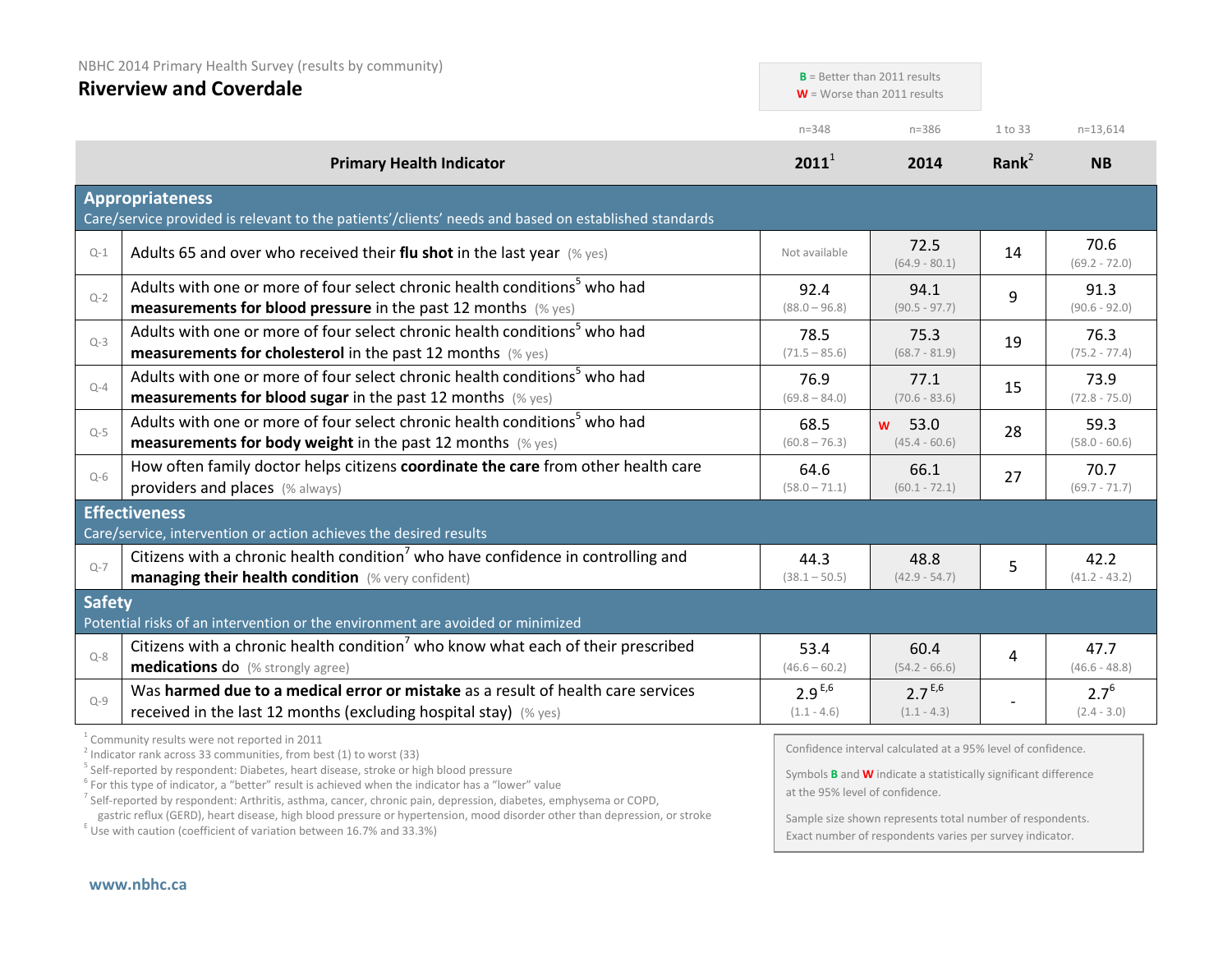NBHC 2014 Primary Health Survey (results by community)

## Riverview and Coverdale

**B** = Better than 2011 results
**W** = Worse than 2011 results

| | Primary Health Indicator | 2011[1] (n=348) | 2014 (n=386) | Rank[2] (1 to 33) | NB (n=13,614) |
|---|---|---|---|---|---|
| **Appropriateness** Care/service provided is relevant to the patients'/clients' needs and based on established standards | | | | | |
| Q-1 | Adults 65 and over who received their **flu shot** in the last year (% yes) | Not available | 72.5 (64.9 - 80.1) | 14 | 70.6 (69.2 - 72.0) |
| Q-2 | Adults with one or more of four select chronic health conditions[5] who had **measurements for blood pressure** in the past 12 months (% yes) | 92.4 (88.0 – 96.8) | 94.1 (90.5 - 97.7) | 9 | 91.3 (90.6 - 92.0) |
| Q-3 | Adults with one or more of four select chronic health conditions[5] who had **measurements for cholesterol** in the past 12 months (% yes) | 78.5 (71.5 – 85.6) | 75.3 (68.7 - 81.9) | 19 | 76.3 (75.2 - 77.4) |
| Q-4 | Adults with one or more of four select chronic health conditions[5] who had **measurements for blood sugar** in the past 12 months (% yes) | 76.9 (69.8 – 84.0) | 77.1 (70.6 - 83.6) | 15 | 73.9 (72.8 - 75.0) |
| Q-5 | Adults with one or more of four select chronic health conditions[5] who had **measurements for body weight** in the past 12 months (% yes) | 68.5 (60.8 – 76.3) | W 53.0 (45.4 - 60.6) | 28 | 59.3 (58.0 - 60.6) |
| Q-6 | How often family doctor helps citizens **coordinate the care** from other health care providers and places (% always) | 64.6 (58.0 – 71.1) | 66.1 (60.1 - 72.1) | 27 | 70.7 (69.7 - 71.7) |
| **Effectiveness** Care/service, intervention or action achieves the desired results | | | | | |
| Q-7 | Citizens with a chronic health condition[7] who have confidence in controlling and **managing their health condition** (% very confident) | 44.3 (38.1 – 50.5) | 48.8 (42.9 - 54.7) | 5 | 42.2 (41.2 - 43.2) |
| **Safety** Potential risks of an intervention or the environment are avoided or minimized | | | | | |
| Q-8 | Citizens with a chronic health condition[7] who know what each of their prescribed **medications** do (% strongly agree) | 53.4 (46.6 – 60.2) | 60.4 (54.2 - 66.6) | 4 | 47.7 (46.6 - 48.8) |
| Q-9 | Was **harmed due to a medical error or mistake** as a result of health care services received in the last 12 months (excluding hospital stay) (% yes) | 2.9[E,6] (1.1 - 4.6) | 2.7[E,6] (1.1 - 4.3) | - | 2.7[6] (2.4 - 3.0) |

[1] Community results were not reported in 2011
[2] Indicator rank across 33 communities, from best (1) to worst (33)
[5] Self-reported by respondent: Diabetes, heart disease, stroke or high blood pressure
[6] For this type of indicator, a "better" result is achieved when the indicator has a "lower" value
[7] Self-reported by respondent: Arthritis, asthma, cancer, chronic pain, depression, diabetes, emphysema or COPD, gastric reflux (GERD), heart disease, high blood pressure or hypertension, mood disorder other than depression, or stroke
[E] Use with caution (coefficient of variation between 16.7% and 33.3%)

Confidence interval calculated at a 95% level of confidence.

Symbols **B** and **W** indicate a statistically significant difference at the 95% level of confidence.

Sample size shown represents total number of respondents. Exact number of respondents varies per survey indicator.

www.nbhc.ca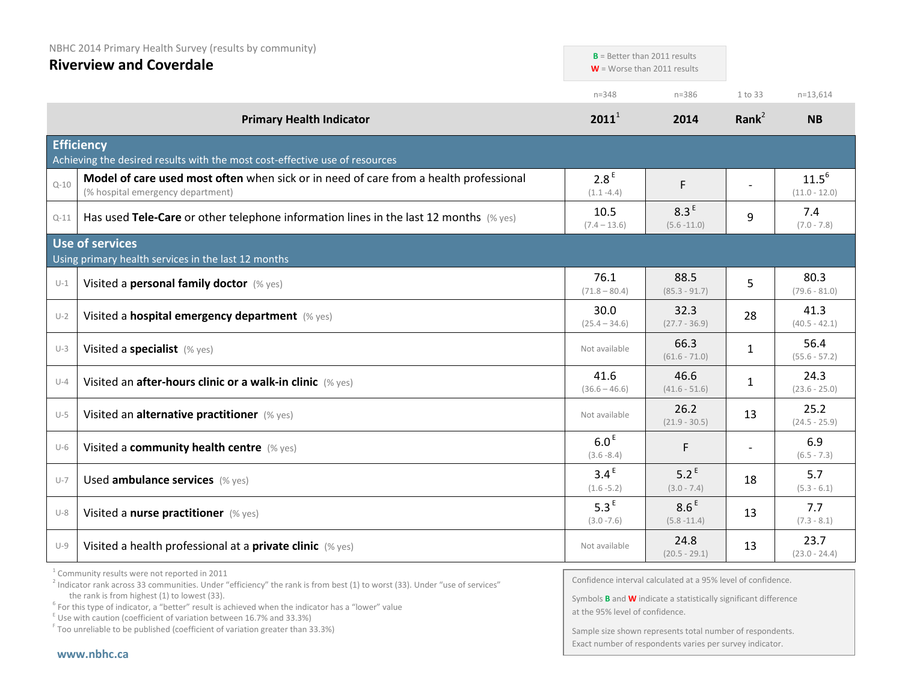NBHC 2014 Primary Health Survey (results by community)

# Riverview and Coverdale

**B** = Better than 2011 results
**W** = Worse than 2011 results

| | Primary Health Indicator | 2011[1] (n=348) | 2014 (n=386) | Rank[2] (1 to 33) | NB (n=13,614) |
|---|---|---|---|---|---|
| | **Efficiency** – Achieving the desired results with the most cost-effective use of resources | | | | |
| Q-10 | **Model of care used most often** when sick or in need of care from a health professional (% hospital emergency department) | 2.8 E (1.1 -4.4) | F | - | 11.5[6] (11.0 - 12.0) |
| Q-11 | Has used **Tele-Care** or other telephone information lines in the last 12 months (% yes) | 10.5 (7.4 – 13.6) | 8.3 E (5.6 -11.0) | 9 | 7.4 (7.0 - 7.8) |
| | **Use of services** – Using primary health services in the last 12 months | | | | |
| U-1 | Visited a **personal family doctor** (% yes) | 76.1 (71.8 – 80.4) | 88.5 (85.3 - 91.7) | 5 | 80.3 (79.6 - 81.0) |
| U-2 | Visited a **hospital emergency department** (% yes) | 30.0 (25.4 – 34.6) | 32.3 (27.7 - 36.9) | 28 | 41.3 (40.5 - 42.1) |
| U-3 | Visited a **specialist** (% yes) | Not available | 66.3 (61.6 - 71.0) | 1 | 56.4 (55.6 - 57.2) |
| U-4 | Visited an **after-hours clinic or a walk-in clinic** (% yes) | 41.6 (36.6 – 46.6) | 46.6 (41.6 - 51.6) | 1 | 24.3 (23.6 - 25.0) |
| U-5 | Visited an **alternative practitioner** (% yes) | Not available | 26.2 (21.9 - 30.5) | 13 | 25.2 (24.5 - 25.9) |
| U-6 | Visited a **community health centre** (% yes) | 6.0 E (3.6 -8.4) | F | - | 6.9 (6.5 - 7.3) |
| U-7 | Used **ambulance services** (% yes) | 3.4 E (1.6 -5.2) | 5.2 E (3.0 - 7.4) | 18 | 5.7 (5.3 - 6.1) |
| U-8 | Visited a **nurse practitioner** (% yes) | 5.3 E (3.0 -7.6) | 8.6 E (5.8 -11.4) | 13 | 7.7 (7.3 - 8.1) |
| U-9 | Visited a health professional at a **private clinic** (% yes) | Not available | 24.8 (20.5 - 29.1) | 13 | 23.7 (23.0 - 24.4) |

[1] Community results were not reported in 2011
[2] Indicator rank across 33 communities. Under "efficiency" the rank is from best (1) to worst (33). Under "use of services" the rank is from highest (1) to lowest (33).
[6] For this type of indicator, a "better" result is achieved when the indicator has a "lower" value
[E] Use with caution (coefficient of variation between 16.7% and 33.3%)
[F] Too unreliable to be published (coefficient of variation greater than 33.3%)

Confidence interval calculated at a 95% level of confidence.

Symbols **B** and **W** indicate a statistically significant difference at the 95% level of confidence.

Sample size shown represents total number of respondents. Exact number of respondents varies per survey indicator.

www.nbhc.ca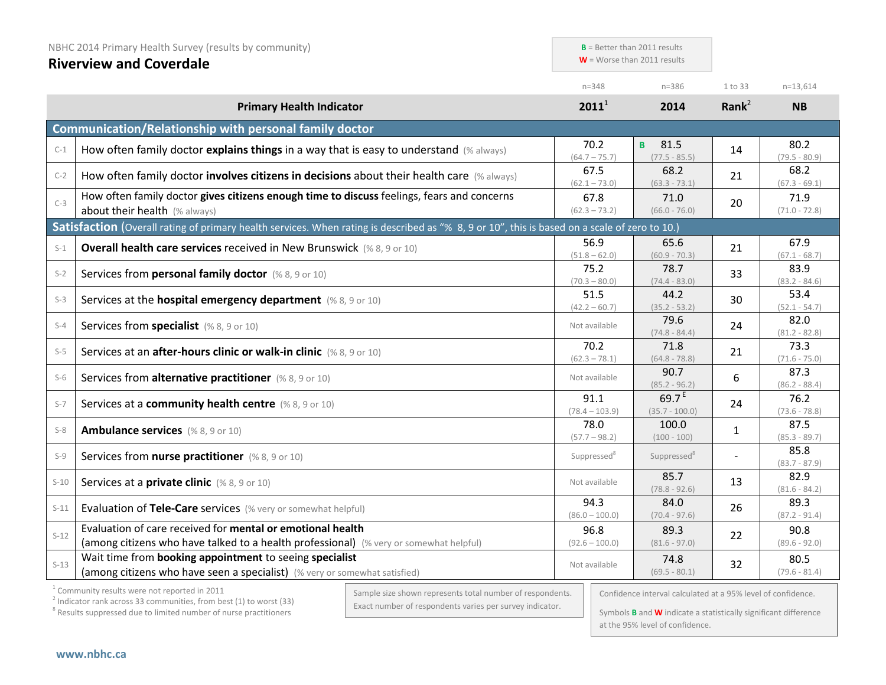NBHC 2014 Primary Health Survey (results by community)

## Riverview and Coverdale

**B** = Better than 2011 results
**W** = Worse than 2011 results

| | Primary Health Indicator | 2011[1] (n=348) | 2014 (n=386) | Rank[2] (1 to 33) | NB (n=13,614) |
|---|---|---|---|---|---|
| | **Communication/Relationship with personal family doctor** | | | | |
| C-1 | How often family doctor **explains things** in a way that is easy to understand (% always) | 70.2 (64.7 – 75.7) | B 81.5 (77.5 - 85.5) | 14 | 80.2 (79.5 - 80.9) |
| C-2 | How often family doctor **involves citizens in decisions** about their health care (% always) | 67.5 (62.1 – 73.0) | 68.2 (63.3 - 73.1) | 21 | 68.2 (67.3 - 69.1) |
| C-3 | How often family doctor **gives citizens enough time to discuss** feelings, fears and concerns about their health (% always) | 67.8 (62.3 – 73.2) | 71.0 (66.0 - 76.0) | 20 | 71.9 (71.0 - 72.8) |
| | **Satisfaction** (Overall rating of primary health services. When rating is described as "% 8, 9 or 10", this is based on a scale of zero to 10.) | | | | |
| S-1 | **Overall health care services** received in New Brunswick (% 8, 9 or 10) | 56.9 (51.8 – 62.0) | 65.6 (60.9 - 70.3) | 21 | 67.9 (67.1 - 68.7) |
| S-2 | Services from **personal family doctor** (% 8, 9 or 10) | 75.2 (70.3 – 80.0) | 78.7 (74.4 - 83.0) | 33 | 83.9 (83.2 - 84.6) |
| S-3 | Services at the **hospital emergency department** (% 8, 9 or 10) | 51.5 (42.2 – 60.7) | 44.2 (35.2 - 53.2) | 30 | 53.4 (52.1 - 54.7) |
| S-4 | Services from **specialist** (% 8, 9 or 10) | Not available | 79.6 (74.8 - 84.4) | 24 | 82.0 (81.2 - 82.8) |
| S-5 | Services at an **after-hours clinic or walk-in clinic** (% 8, 9 or 10) | 70.2 (62.3 – 78.1) | 71.8 (64.8 - 78.8) | 21 | 73.3 (71.6 - 75.0) |
| S-6 | Services from **alternative practitioner** (% 8, 9 or 10) | Not available | 90.7 (85.2 - 96.2) | 6 | 87.3 (86.2 - 88.4) |
| S-7 | Services at a **community health centre** (% 8, 9 or 10) | 91.1 (78.4 – 103.9) | 69.7 E (35.7 - 100.0) | 24 | 76.2 (73.6 - 78.8) |
| S-8 | **Ambulance services** (% 8, 9 or 10) | 78.0 (57.7 – 98.2) | 100.0 (100 - 100) | 1 | 87.5 (85.3 - 89.7) |
| S-9 | Services from **nurse practitioner** (% 8, 9 or 10) | Suppressed[8] | Suppressed[8] | - | 85.8 (83.7 - 87.9) |
| S-10 | Services at a **private clinic** (% 8, 9 or 10) | Not available | 85.7 (78.8 - 92.6) | 13 | 82.9 (81.6 - 84.2) |
| S-11 | Evaluation of **Tele-Care** services (% very or somewhat helpful) | 94.3 (86.0 – 100.0) | 84.0 (70.4 - 97.6) | 26 | 89.3 (87.2 - 91.4) |
| S-12 | Evaluation of care received for **mental or emotional health** (among citizens who have talked to a health professional) (% very or somewhat helpful) | 96.8 (92.6 – 100.0) | 89.3 (81.6 - 97.0) | 22 | 90.8 (89.6 - 92.0) |
| S-13 | Wait time from **booking appointment** to seeing **specialist** (among citizens who have seen a specialist) (% very or somewhat satisfied) | Not available | 74.8 (69.5 - 80.1) | 32 | 80.5 (79.6 - 81.4) |

[1] Community results were not reported in 2011
[2] Indicator rank across 33 communities, from best (1) to worst (33)
[8] Results suppressed due to limited number of nurse practitioners

Sample size shown represents total number of respondents. Exact number of respondents varies per survey indicator.

Confidence interval calculated at a 95% level of confidence.

Symbols **B** and **W** indicate a statistically significant difference at the 95% level of confidence.

www.nbhc.ca